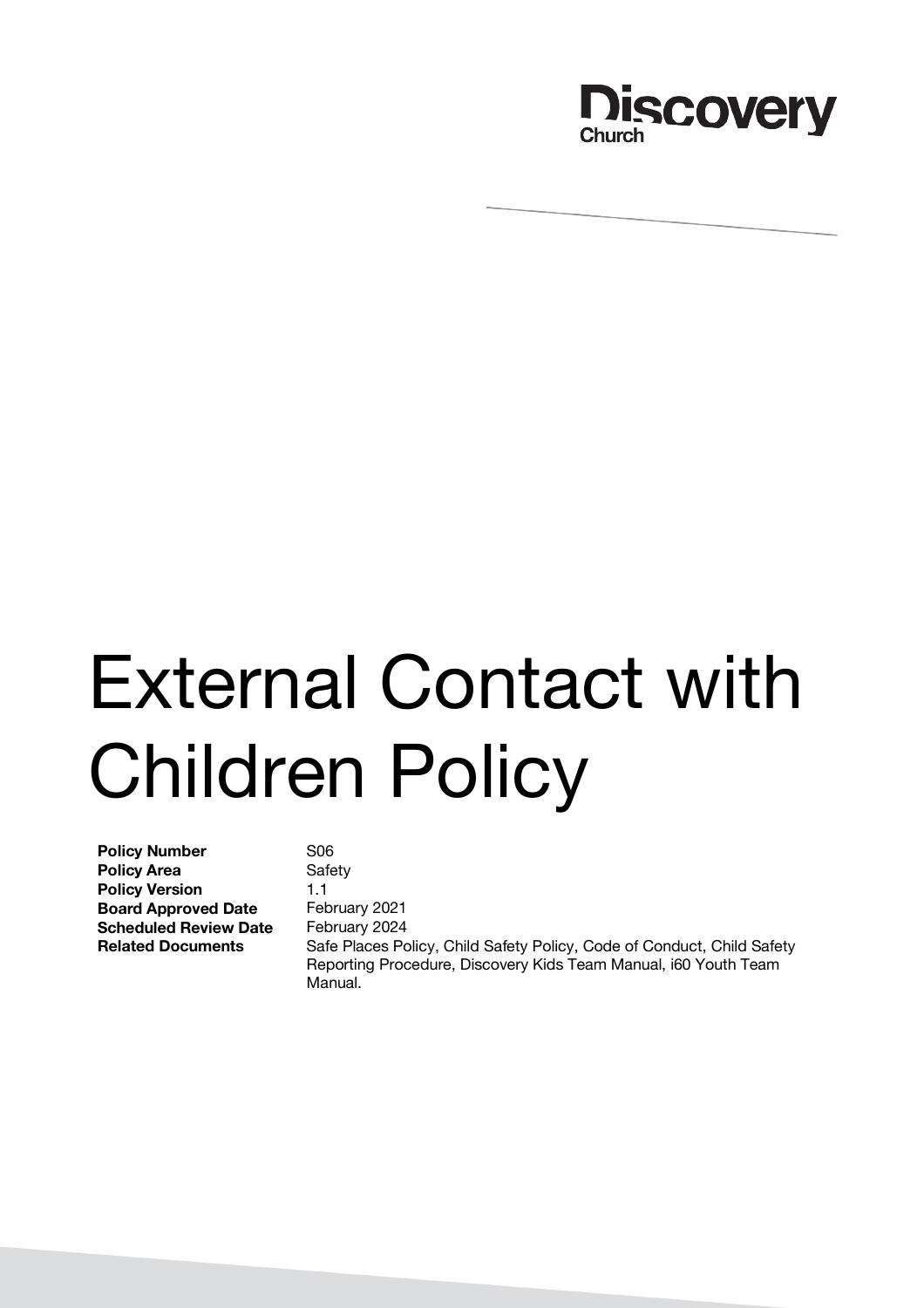Discovery Church

# External Contact with Children Policy

| | |
|---|---|
| **Policy Number** | S06 |
| **Policy Area** | Safety |
| **Policy Version** | 1.1 |
| **Board Approved Date** | February 2021 |
| **Scheduled Review Date** | February 2024 |
| **Related Documents** | Safe Places Policy, Child Safety Policy, Code of Conduct, Child Safety Reporting Procedure, Discovery Kids Team Manual, i60 Youth Team Manual. |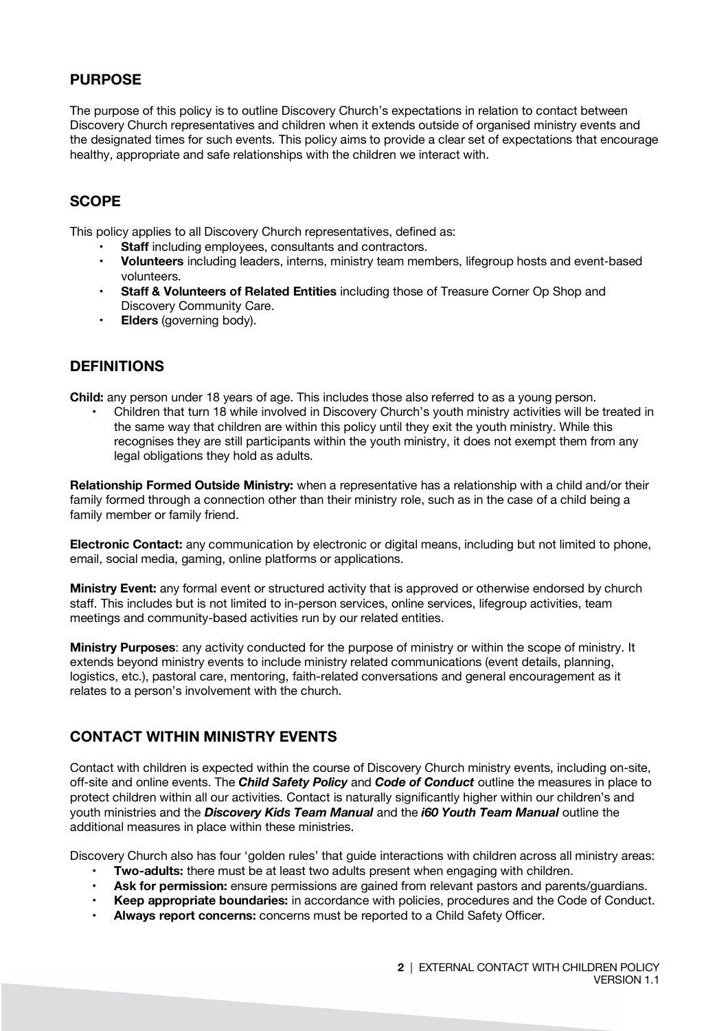## PURPOSE

The purpose of this policy is to outline Discovery Church's expectations in relation to contact between Discovery Church representatives and children when it extends outside of organised ministry events and the designated times for such events. This policy aims to provide a clear set of expectations that encourage healthy, appropriate and safe relationships with the children we interact with.

## SCOPE

This policy applies to all Discovery Church representatives, defined as:

- **Staff** including employees, consultants and contractors.
- **Volunteers** including leaders, interns, ministry team members, lifegroup hosts and event-based volunteers.
- **Staff & Volunteers of Related Entities** including those of Treasure Corner Op Shop and Discovery Community Care.
- **Elders** (governing body).

## DEFINITIONS

**Child:** any person under 18 years of age. This includes those also referred to as a young person.

- Children that turn 18 while involved in Discovery Church's youth ministry activities will be treated in the same way that children are within this policy until they exit the youth ministry. While this recognises they are still participants within the youth ministry, it does not exempt them from any legal obligations they hold as adults.

**Relationship Formed Outside Ministry:** when a representative has a relationship with a child and/or their family formed through a connection other than their ministry role, such as in the case of a child being a family member or family friend.

**Electronic Contact:** any communication by electronic or digital means, including but not limited to phone, email, social media, gaming, online platforms or applications.

**Ministry Event:** any formal event or structured activity that is approved or otherwise endorsed by church staff. This includes but is not limited to in-person services, online services, lifegroup activities, team meetings and community-based activities run by our related entities.

**Ministry Purposes**: any activity conducted for the purpose of ministry or within the scope of ministry. It extends beyond ministry events to include ministry related communications (event details, planning, logistics, etc.), pastoral care, mentoring, faith-related conversations and general encouragement as it relates to a person's involvement with the church.

## CONTACT WITHIN MINISTRY EVENTS

Contact with children is expected within the course of Discovery Church ministry events, including on-site, off-site and online events. The ***Child Safety Policy*** and ***Code of Conduct*** outline the measures in place to protect children within all our activities. Contact is naturally significantly higher within our children's and youth ministries and the ***Discovery Kids Team Manual*** and the ***i60 Youth Team Manual*** outline the additional measures in place within these ministries.

Discovery Church also has four 'golden rules' that guide interactions with children across all ministry areas:

- **Two-adults:** there must be at least two adults present when engaging with children.
- **Ask for permission:** ensure permissions are gained from relevant pastors and parents/guardians.
- **Keep appropriate boundaries:** in accordance with policies, procedures and the Code of Conduct.
- **Always report concerns:** concerns must be reported to a Child Safety Officer.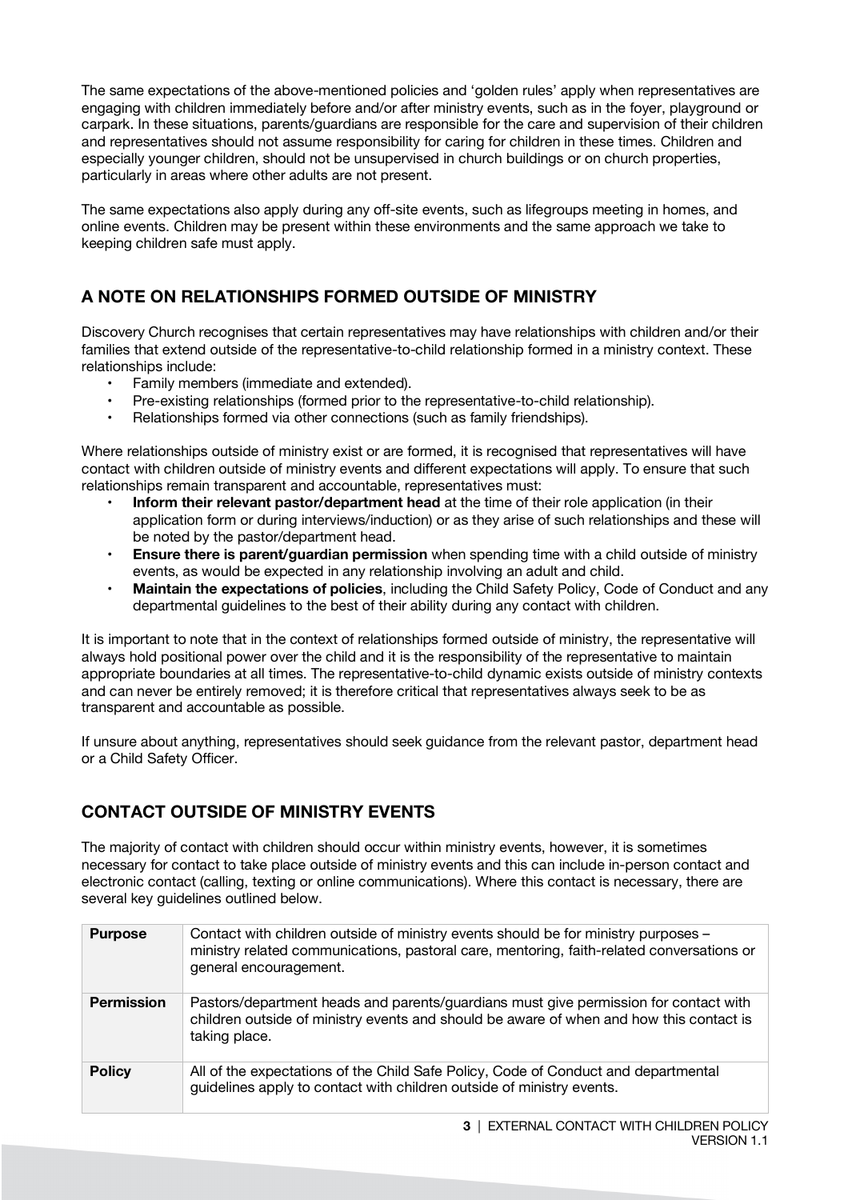The same expectations of the above-mentioned policies and 'golden rules' apply when representatives are engaging with children immediately before and/or after ministry events, such as in the foyer, playground or carpark. In these situations, parents/guardians are responsible for the care and supervision of their children and representatives should not assume responsibility for caring for children in these times. Children and especially younger children, should not be unsupervised in church buildings or on church properties, particularly in areas where other adults are not present.

The same expectations also apply during any off-site events, such as lifegroups meeting in homes, and online events. Children may be present within these environments and the same approach we take to keeping children safe must apply.

## A NOTE ON RELATIONSHIPS FORMED OUTSIDE OF MINISTRY

Discovery Church recognises that certain representatives may have relationships with children and/or their families that extend outside of the representative-to-child relationship formed in a ministry context. These relationships include:

- Family members (immediate and extended).
- Pre-existing relationships (formed prior to the representative-to-child relationship).
- Relationships formed via other connections (such as family friendships).

Where relationships outside of ministry exist or are formed, it is recognised that representatives will have contact with children outside of ministry events and different expectations will apply. To ensure that such relationships remain transparent and accountable, representatives must:

- **Inform their relevant pastor/department head** at the time of their role application (in their application form or during interviews/induction) or as they arise of such relationships and these will be noted by the pastor/department head.
- **Ensure there is parent/guardian permission** when spending time with a child outside of ministry events, as would be expected in any relationship involving an adult and child.
- **Maintain the expectations of policies**, including the Child Safety Policy, Code of Conduct and any departmental guidelines to the best of their ability during any contact with children.

It is important to note that in the context of relationships formed outside of ministry, the representative will always hold positional power over the child and it is the responsibility of the representative to maintain appropriate boundaries at all times. The representative-to-child dynamic exists outside of ministry contexts and can never be entirely removed; it is therefore critical that representatives always seek to be as transparent and accountable as possible.

If unsure about anything, representatives should seek guidance from the relevant pastor, department head or a Child Safety Officer.

## CONTACT OUTSIDE OF MINISTRY EVENTS

The majority of contact with children should occur within ministry events, however, it is sometimes necessary for contact to take place outside of ministry events and this can include in-person contact and electronic contact (calling, texting or online communications). Where this contact is necessary, there are several key guidelines outlined below.

| | |
|---|---|
| **Purpose** | Contact with children outside of ministry events should be for ministry purposes – ministry related communications, pastoral care, mentoring, faith-related conversations or general encouragement. |
| **Permission** | Pastors/department heads and parents/guardians must give permission for contact with children outside of ministry events and should be aware of when and how this contact is taking place. |
| **Policy** | All of the expectations of the Child Safe Policy, Code of Conduct and departmental guidelines apply to contact with children outside of ministry events. |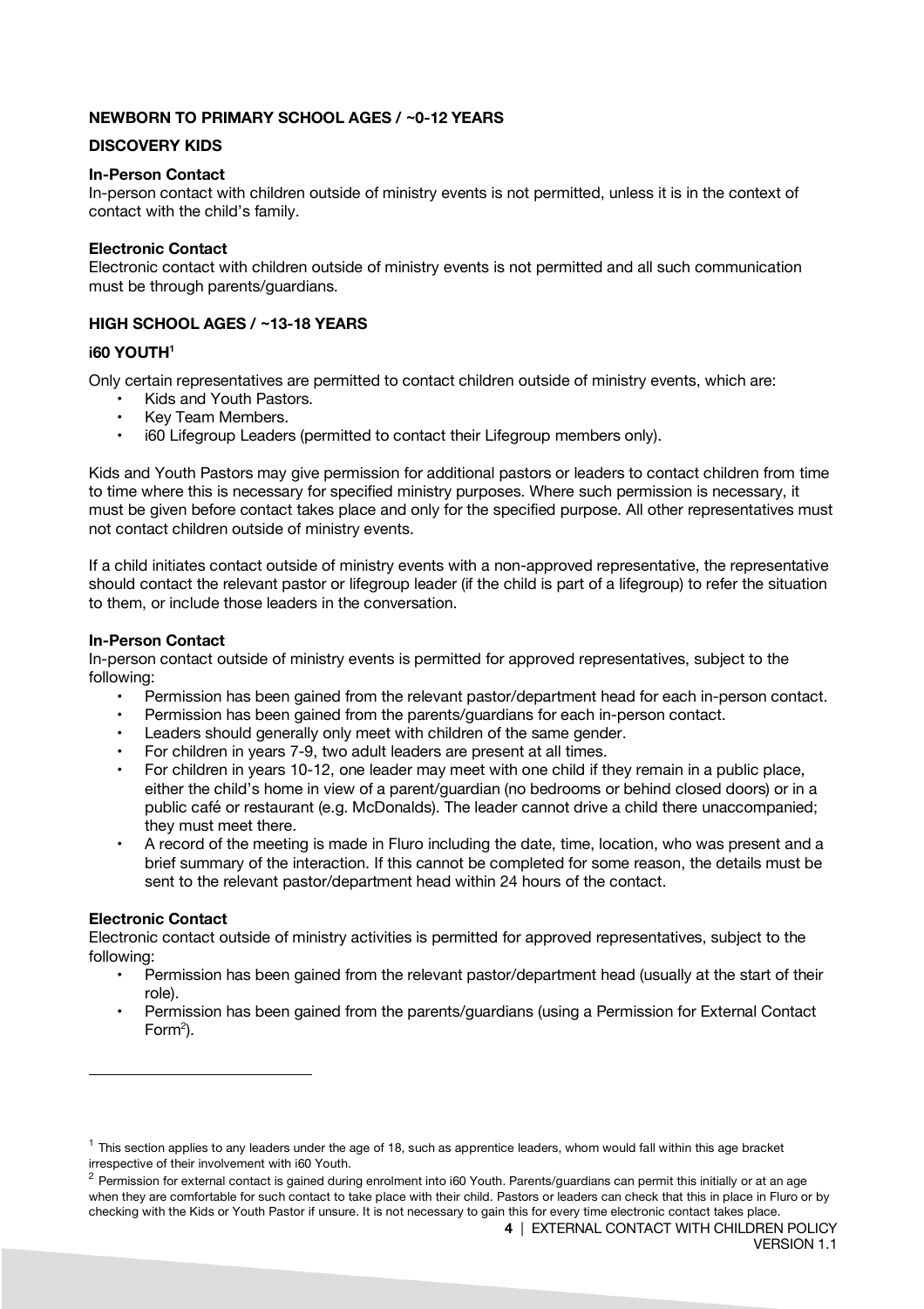**NEWBORN TO PRIMARY SCHOOL AGES / ~0-12 YEARS**

**DISCOVERY KIDS**

**In-Person Contact**
In-person contact with children outside of ministry events is not permitted, unless it is in the context of contact with the child's family.

**Electronic Contact**
Electronic contact with children outside of ministry events is not permitted and all such communication must be through parents/guardians.

**HIGH SCHOOL AGES / ~13-18 YEARS**

**i60 YOUTH**[1]

Only certain representatives are permitted to contact children outside of ministry events, which are:

- Kids and Youth Pastors.
- Key Team Members.
- i60 Lifegroup Leaders (permitted to contact their Lifegroup members only).

Kids and Youth Pastors may give permission for additional pastors or leaders to contact children from time to time where this is necessary for specified ministry purposes. Where such permission is necessary, it must be given before contact takes place and only for the specified purpose. All other representatives must not contact children outside of ministry events.

If a child initiates contact outside of ministry events with a non-approved representative, the representative should contact the relevant pastor or lifegroup leader (if the child is part of a lifegroup) to refer the situation to them, or include those leaders in the conversation.

**In-Person Contact**
In-person contact outside of ministry events is permitted for approved representatives, subject to the following:

- Permission has been gained from the relevant pastor/department head for each in-person contact.
- Permission has been gained from the parents/guardians for each in-person contact.
- Leaders should generally only meet with children of the same gender.
- For children in years 7-9, two adult leaders are present at all times.
- For children in years 10-12, one leader may meet with one child if they remain in a public place, either the child's home in view of a parent/guardian (no bedrooms or behind closed doors) or in a public café or restaurant (e.g. McDonalds). The leader cannot drive a child there unaccompanied; they must meet there.
- A record of the meeting is made in Fluro including the date, time, location, who was present and a brief summary of the interaction. If this cannot be completed for some reason, the details must be sent to the relevant pastor/department head within 24 hours of the contact.

**Electronic Contact**
Electronic contact outside of ministry activities is permitted for approved representatives, subject to the following:

- Permission has been gained from the relevant pastor/department head (usually at the start of their role).
- Permission has been gained from the parents/guardians (using a Permission for External Contact Form[2]).

---

[1] This section applies to any leaders under the age of 18, such as apprentice leaders, whom would fall within this age bracket irrespective of their involvement with i60 Youth.

[2] Permission for external contact is gained during enrolment into i60 Youth. Parents/guardians can permit this initially or at an age when they are comfortable for such contact to take place with their child. Pastors or leaders can check that this in place in Fluro or by checking with the Kids or Youth Pastor if unsure. It is not necessary to gain this for every time electronic contact takes place.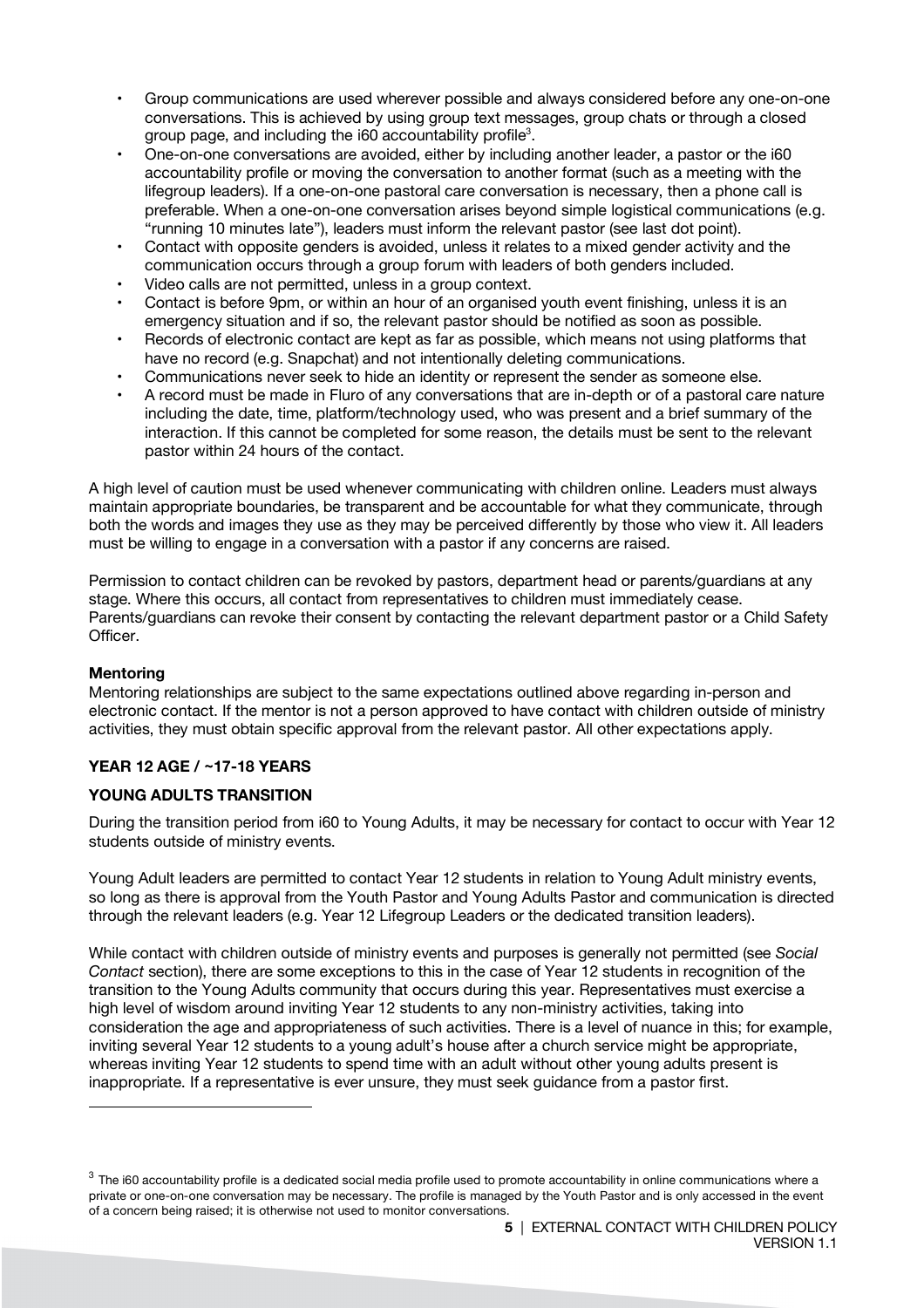- Group communications are used wherever possible and always considered before any one-on-one conversations. This is achieved by using group text messages, group chats or through a closed group page, and including the i60 accountability profile[3].
- One-on-one conversations are avoided, either by including another leader, a pastor or the i60 accountability profile or moving the conversation to another format (such as a meeting with the lifegroup leaders). If a one-on-one pastoral care conversation is necessary, then a phone call is preferable. When a one-on-one conversation arises beyond simple logistical communications (e.g. "running 10 minutes late"), leaders must inform the relevant pastor (see last dot point).
- Contact with opposite genders is avoided, unless it relates to a mixed gender activity and the communication occurs through a group forum with leaders of both genders included.
- Video calls are not permitted, unless in a group context.
- Contact is before 9pm, or within an hour of an organised youth event finishing, unless it is an emergency situation and if so, the relevant pastor should be notified as soon as possible.
- Records of electronic contact are kept as far as possible, which means not using platforms that have no record (e.g. Snapchat) and not intentionally deleting communications.
- Communications never seek to hide an identity or represent the sender as someone else.
- A record must be made in Fluro of any conversations that are in-depth or of a pastoral care nature including the date, time, platform/technology used, who was present and a brief summary of the interaction. If this cannot be completed for some reason, the details must be sent to the relevant pastor within 24 hours of the contact.

A high level of caution must be used whenever communicating with children online. Leaders must always maintain appropriate boundaries, be transparent and be accountable for what they communicate, through both the words and images they use as they may be perceived differently by those who view it. All leaders must be willing to engage in a conversation with a pastor if any concerns are raised.

Permission to contact children can be revoked by pastors, department head or parents/guardians at any stage. Where this occurs, all contact from representatives to children must immediately cease. Parents/guardians can revoke their consent by contacting the relevant department pastor or a Child Safety Officer.

**Mentoring**

Mentoring relationships are subject to the same expectations outlined above regarding in-person and electronic contact. If the mentor is not a person approved to have contact with children outside of ministry activities, they must obtain specific approval from the relevant pastor. All other expectations apply.

## YEAR 12 AGE / ~17-18 YEARS

### YOUNG ADULTS TRANSITION

During the transition period from i60 to Young Adults, it may be necessary for contact to occur with Year 12 students outside of ministry events.

Young Adult leaders are permitted to contact Year 12 students in relation to Young Adult ministry events, so long as there is approval from the Youth Pastor and Young Adults Pastor and communication is directed through the relevant leaders (e.g. Year 12 Lifegroup Leaders or the dedicated transition leaders).

While contact with children outside of ministry events and purposes is generally not permitted (see *Social Contact* section), there are some exceptions to this in the case of Year 12 students in recognition of the transition to the Young Adults community that occurs during this year. Representatives must exercise a high level of wisdom around inviting Year 12 students to any non-ministry activities, taking into consideration the age and appropriateness of such activities. There is a level of nuance in this; for example, inviting several Year 12 students to a young adult's house after a church service might be appropriate, whereas inviting Year 12 students to spend time with an adult without other young adults present is inappropriate. If a representative is ever unsure, they must seek guidance from a pastor first.

---

[3] The i60 accountability profile is a dedicated social media profile used to promote accountability in online communications where a private or one-on-one conversation may be necessary. The profile is managed by the Youth Pastor and is only accessed in the event of a concern being raised; it is otherwise not used to monitor conversations.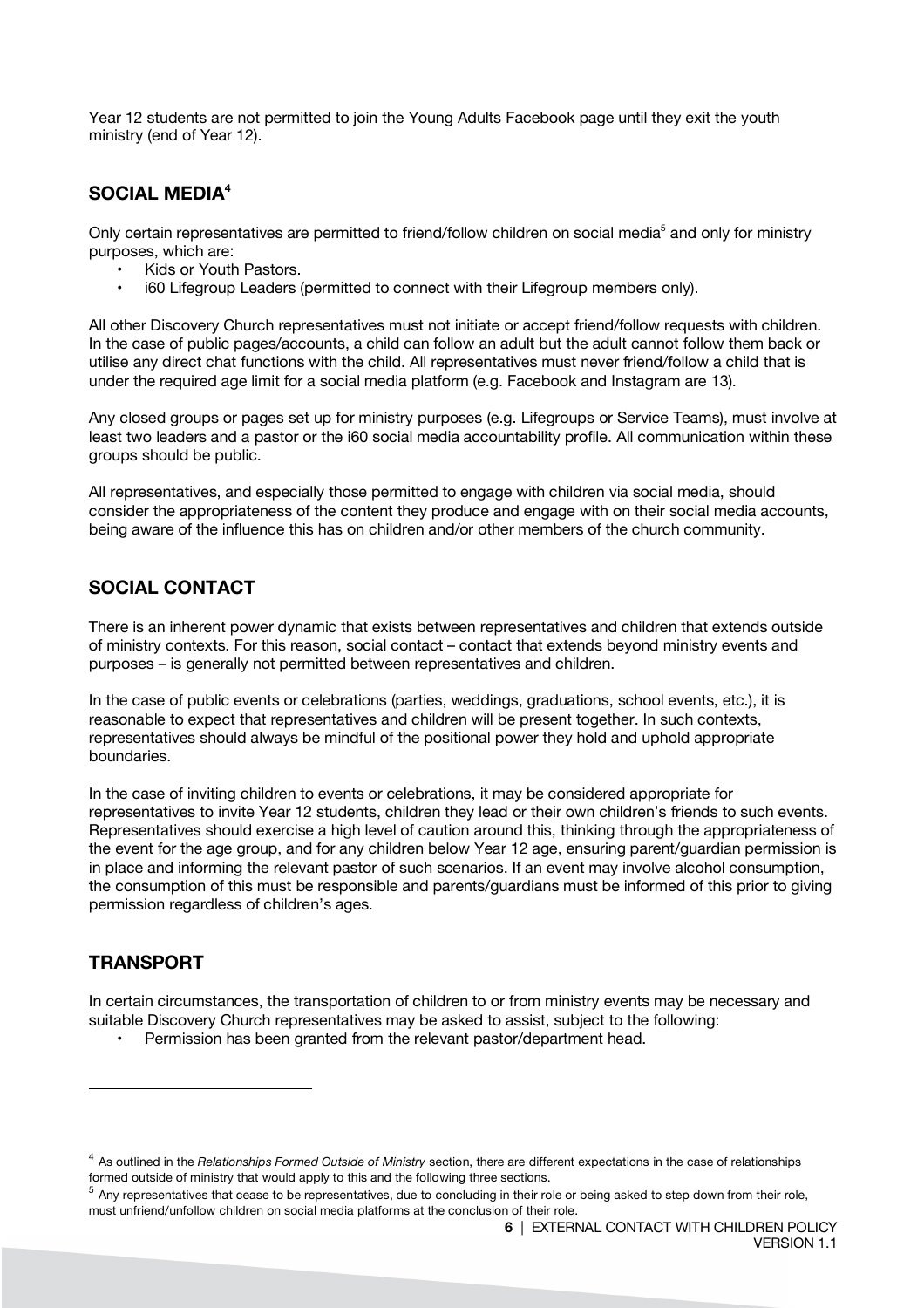Year 12 students are not permitted to join the Young Adults Facebook page until they exit the youth ministry (end of Year 12).

## SOCIAL MEDIA[4]

Only certain representatives are permitted to friend/follow children on social media[5] and only for ministry purposes, which are:

- Kids or Youth Pastors.
- i60 Lifegroup Leaders (permitted to connect with their Lifegroup members only).

All other Discovery Church representatives must not initiate or accept friend/follow requests with children. In the case of public pages/accounts, a child can follow an adult but the adult cannot follow them back or utilise any direct chat functions with the child. All representatives must never friend/follow a child that is under the required age limit for a social media platform (e.g. Facebook and Instagram are 13).

Any closed groups or pages set up for ministry purposes (e.g. Lifegroups or Service Teams), must involve at least two leaders and a pastor or the i60 social media accountability profile. All communication within these groups should be public.

All representatives, and especially those permitted to engage with children via social media, should consider the appropriateness of the content they produce and engage with on their social media accounts, being aware of the influence this has on children and/or other members of the church community.

## SOCIAL CONTACT

There is an inherent power dynamic that exists between representatives and children that extends outside of ministry contexts. For this reason, social contact – contact that extends beyond ministry events and purposes – is generally not permitted between representatives and children.

In the case of public events or celebrations (parties, weddings, graduations, school events, etc.), it is reasonable to expect that representatives and children will be present together. In such contexts, representatives should always be mindful of the positional power they hold and uphold appropriate boundaries.

In the case of inviting children to events or celebrations, it may be considered appropriate for representatives to invite Year 12 students, children they lead or their own children's friends to such events. Representatives should exercise a high level of caution around this, thinking through the appropriateness of the event for the age group, and for any children below Year 12 age, ensuring parent/guardian permission is in place and informing the relevant pastor of such scenarios. If an event may involve alcohol consumption, the consumption of this must be responsible and parents/guardians must be informed of this prior to giving permission regardless of children's ages.

## TRANSPORT

In certain circumstances, the transportation of children to or from ministry events may be necessary and suitable Discovery Church representatives may be asked to assist, subject to the following:

- Permission has been granted from the relevant pastor/department head.

---

[4] As outlined in the *Relationships Formed Outside of Ministry* section, there are different expectations in the case of relationships formed outside of ministry that would apply to this and the following three sections.

[5] Any representatives that cease to be representatives, due to concluding in their role or being asked to step down from their role, must unfriend/unfollow children on social media platforms at the conclusion of their role.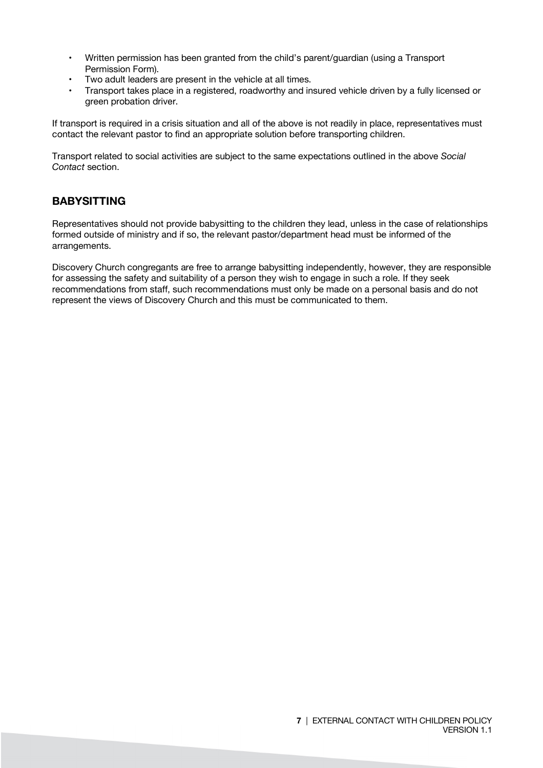- Written permission has been granted from the child's parent/guardian (using a Transport Permission Form).
- Two adult leaders are present in the vehicle at all times.
- Transport takes place in a registered, roadworthy and insured vehicle driven by a fully licensed or green probation driver.

If transport is required in a crisis situation and all of the above is not readily in place, representatives must contact the relevant pastor to find an appropriate solution before transporting children.

Transport related to social activities are subject to the same expectations outlined in the above *Social Contact* section.

## BABYSITTING

Representatives should not provide babysitting to the children they lead, unless in the case of relationships formed outside of ministry and if so, the relevant pastor/department head must be informed of the arrangements.

Discovery Church congregants are free to arrange babysitting independently, however, they are responsible for assessing the safety and suitability of a person they wish to engage in such a role. If they seek recommendations from staff, such recommendations must only be made on a personal basis and do not represent the views of Discovery Church and this must be communicated to them.